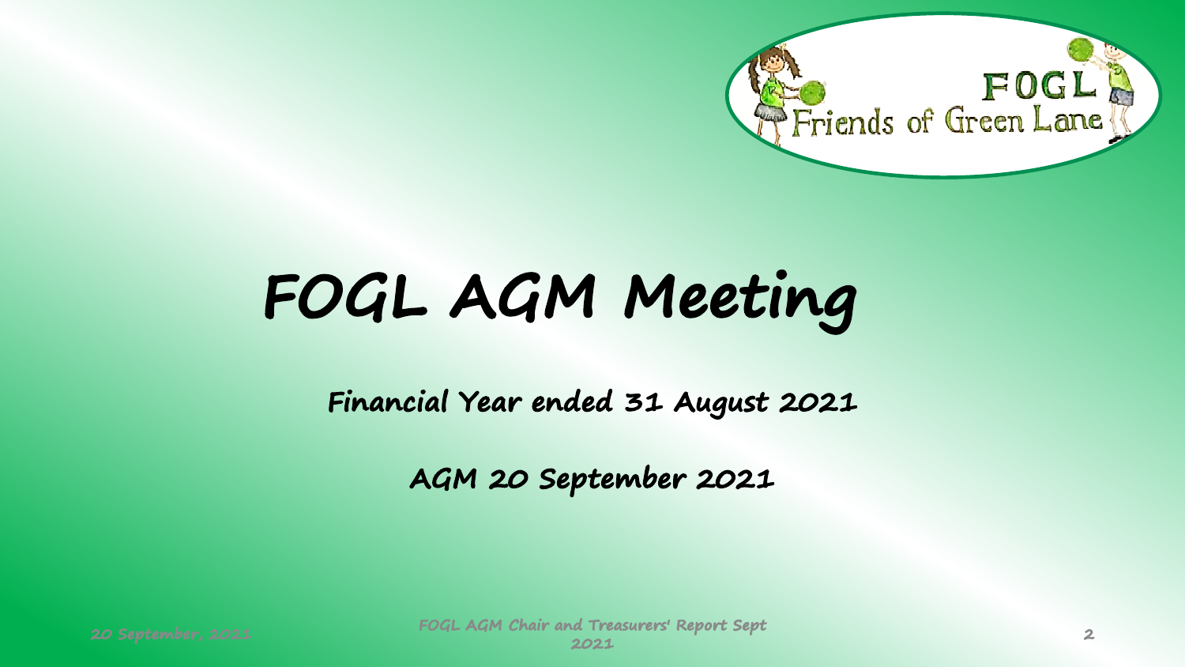# FOGL AGM Meeting

**Financial Year ended 31 August 2021**

**AGM 20 September 2021**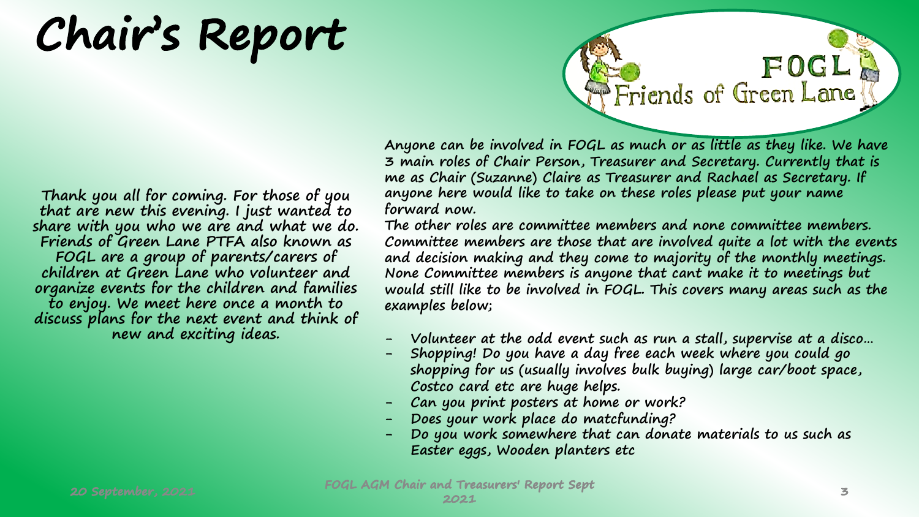# Chair's Report

Thank you all for coming. For those of you that are new this evening. I just wanted to share with you who we are and what we do. Friends of Green Lane PTFA also known as FOGL are a group of parents/carers of children at Green Lane who volunteer and organize events for the children and families to enjoy. We meet here once a month to discuss plans for the next event and think of new and exciting ideas.

Anyone can be involved in FOGL as much or as little as they like. We have 3 main roles of Chair Person, Treasurer and Secretary. Currently that is me as Chair (Suzanne) Claire as Treasurer and Rachael as Secretary. If anyone here would like to take on these roles please put your name forward now.

The other roles are committee members and none committee members. Committee members are those that are involved quite a lot with the events and decision making and they come to majority of the monthly meetings. None Committee members is anyone that cant make it to meetings but would still like to be involved in FOGL. This covers many areas such as the examples below;

- Volunteer at the odd event such as run a stall, supervise at a disco…
- Shopping! Do you have a day free each week where you could go shopping for us (usually involves bulk buying) large car/boot space, Costco card etc are huge helps.
- Can you print posters at home or work?
- Does your work place do matcfunding?
- Do you work somewhere that can donate materials to us such as Easter eggs, Wooden planters etc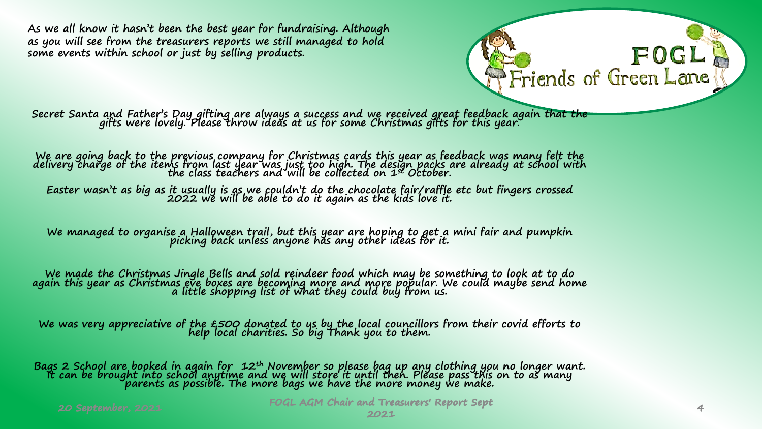As we all know it hasn't been the best year for fundraising. Although as you will see from the treasurers reports we still managed to hold some events within school or just by selling products.

Secret Santa and Father's Day gifting are always a success and we received great feedback again that the gifts were lovely. Please throw ideas at us for some Christmas gifts for this year.

We are going back to the previous company for Christmas cards this year as feedback was many felt the delivery charge of the items from last year was just too high. The design packs are already at school with the class teachers and will be collected on 1st October.

Easter wasn't as big as it usually is as we couldn't do the chocolate fair/raffle etc but fingers crossed 2022 we will be able to do it again as the kids love it.

We managed to organise a Halloween trail, but this year are hoping to get a mini fair and pumpkin picking back unless anyone has any other ideas for it.

We made the Christmas Jingle Bells and sold reindeer food which may be something to look at to do again this year as Christmas eve boxes are becoming more and more popular. We could maybe send home a little shopping list of what they could buy from us.

We was very appreciative of the £500 donated to us by the local councillors from their covid efforts to help local charities. So big Thank you to them.

Bags 2 School are booked in again for 12th November so please bag up any clothing you no longer want. It can be brought into school anytime and we will store it until then. Please pass this on to as many parents as possible. The more bags we have the more money we make.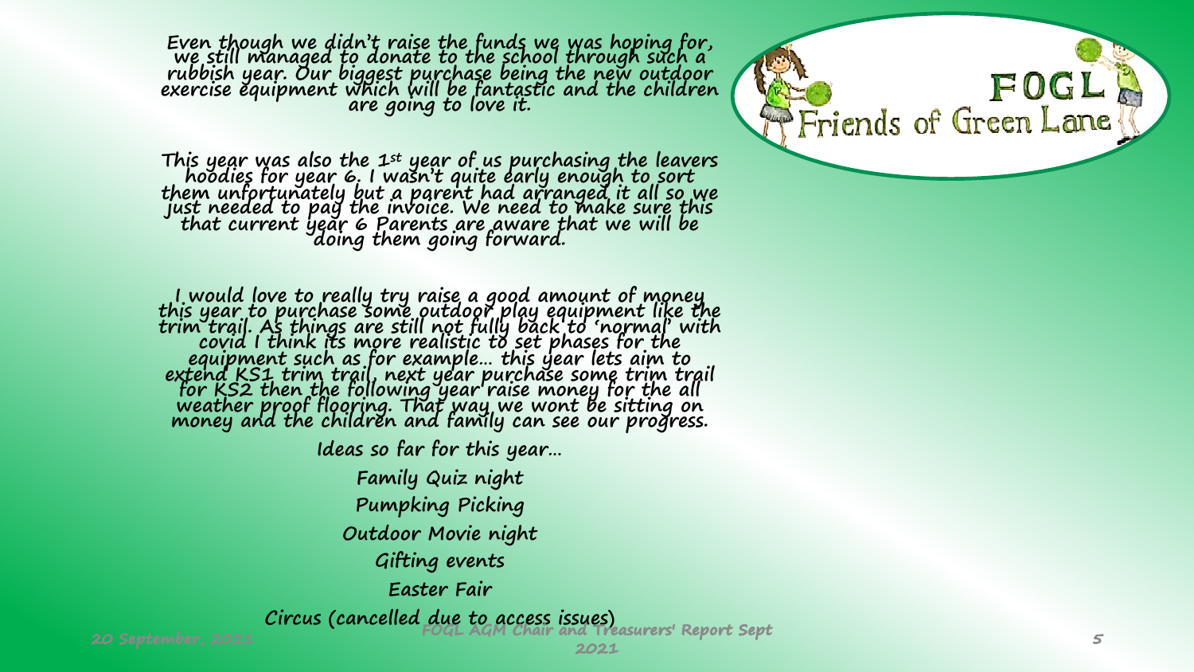Even though we didn't raise the funds we was hoping for, we still managed to donate to the school through such a rubbish year. Our biggest purchase being the new outdoor exercise equipment which will be fantastic and the children are going to love it.

This year was also the 1st year of us purchasing the leavers hoodies for year 6. I wasn't quite early enough to sort them unfortunately but a parent had arranged it all so we just needed to pay the invoice. We need to make sure this that current year 6 Parents are aware that we will be doing them going forward.

I would love to really try raise a good amount of money this year to purchase some outdoor play equipment like the trim trail. As things are still not fully back to 'normal' with covid I think its more realistic to set phases for the equipment such as for example… this year lets aim to extend KS1 trim trail, next year purchase some trim trail for KS2 then the following year raise money for the all weather proof flooring. That way we wont be sitting on money and the children and family can see our progress.

Ideas so far for this year…

Family Quiz night

Pumpking Picking

Outdoor Movie night

Gifting events

Easter Fair

Circus (cancelled due to access issues)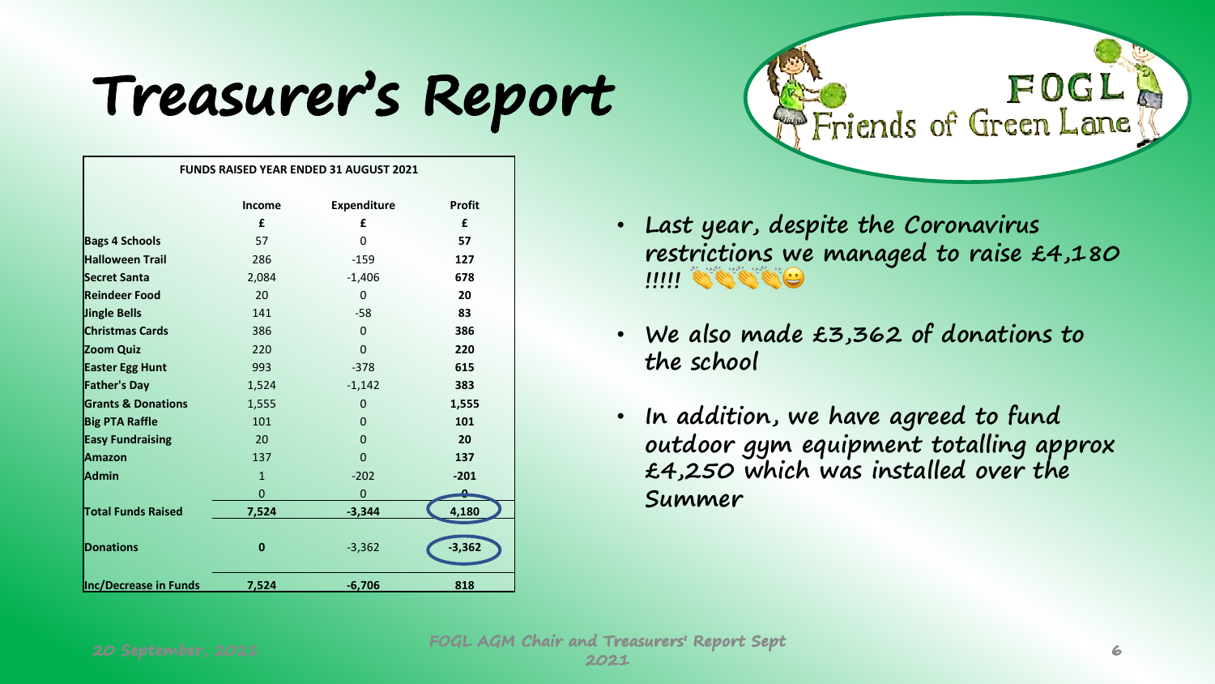# Treasurer's Report

| FUNDS RAISED YEAR ENDED 31 AUGUST 2021 | | | |
|---|---|---|---|
| | **Income** | **Expenditure** | **Profit** |
| | **£** | **£** | **£** |
| **Bags 4 Schools** | 57 | 0 | **57** |
| **Halloween Trail** | 286 | -159 | **127** |
| **Secret Santa** | 2,084 | -1,406 | **678** |
| **Reindeer Food** | 20 | 0 | **20** |
| **Jingle Bells** | 141 | -58 | **83** |
| **Christmas Cards** | 386 | 0 | **386** |
| **Zoom Quiz** | 220 | 0 | **220** |
| **Easter Egg Hunt** | 993 | -378 | **615** |
| **Father's Day** | 1,524 | -1,142 | **383** |
| **Grants & Donations** | 1,555 | 0 | **1,555** |
| **Big PTA Raffle** | 101 | 0 | **101** |
| **Easy Fundraising** | 20 | 0 | **20** |
| **Amazon** | 137 | 0 | **137** |
| **Admin** | 1 | -202 | **-201** |
| | 0 | 0 | 0 |
| **Total Funds Raised** | **7,524** | **-3,344** | **4,180** |
| **Donations** | **0** | -3,362 | **-3,362** |
| **Inc/Decrease in Funds** | **7,524** | **-6,706** | **818** |

- **Last year, despite the Coronavirus restrictions we managed to raise £4,180 !!!!! 👏👏👏👏😀**
- **We also made £3,362 of donations to the school**
- **In addition, we have agreed to fund outdoor gym equipment totalling approx £4,250 which was installed over the Summer**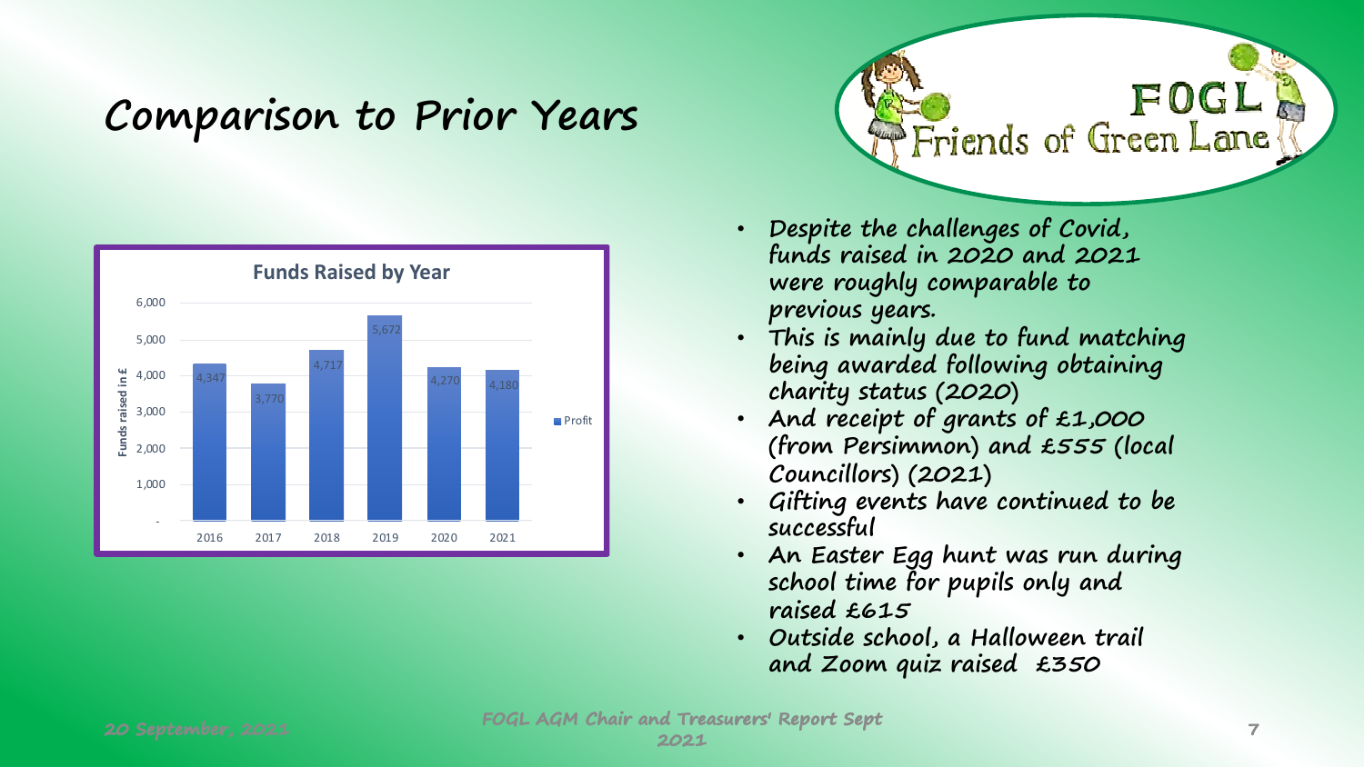# Comparison to Prior Years

**Funds Raised by Year**

| Year | Profit (Funds raised in £) |
|---|---|
| 2016 | 4,347 |
| 2017 | 3,770 |
| 2018 | 4,717 |
| 2019 | 5,672 |
| 2020 | 4,270 |
| 2021 | 4,180 |

- Despite the challenges of Covid, funds raised in 2020 and 2021 were roughly comparable to previous years.
- This is mainly due to fund matching being awarded following obtaining charity status (2020)
- And receipt of grants of £1,000 (from Persimmon) and £555 (local Councillors) (2021)
- Gifting events have continued to be successful
- An Easter Egg hunt was run during school time for pupils only and raised £615
- Outside school, a Halloween trail and Zoom quiz raised £350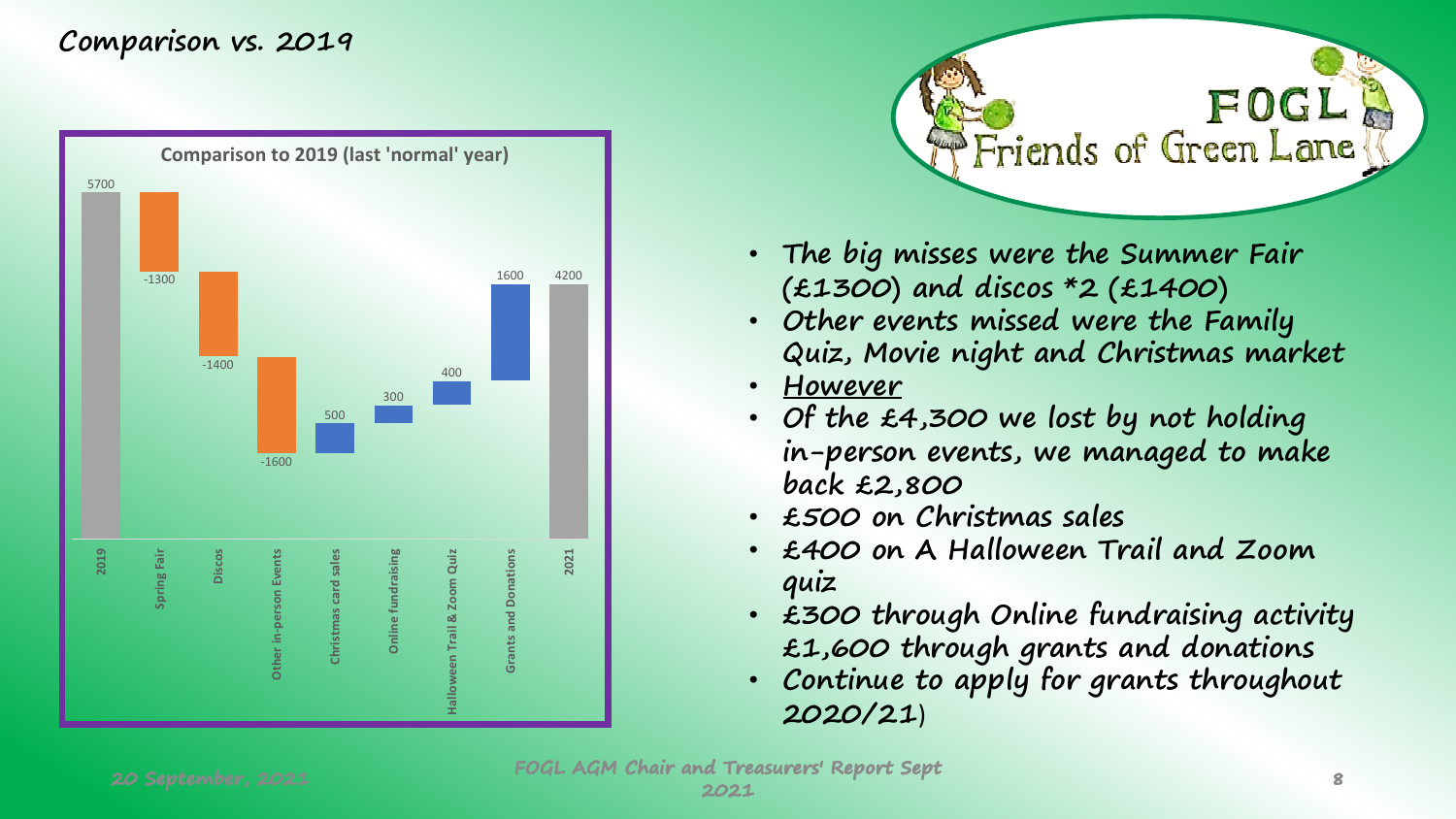## Comparison vs. 2019

### Comparison to 2019 (last 'normal' year)

| Category | Value |
| --- | --- |
| 2019 | 5700 |
| Spring Fair | -1300 |
| Discos | -1400 |
| Other in-person Events | -1600 |
| Christmas card sales | 500 |
| Online fundraising | 300 |
| Halloween Trail & Zoom Quiz | 400 |
| Grants and Donations | 1600 |
| 2021 | 4200 |

FOGL Friends of Green Lane

- The big misses were the Summer Fair (£1300) and discos *2 (£1400)
- Other events missed were the Family Quiz, Movie night and Christmas market
- <u>However</u>
- Of the £4,300 we lost by not holding in-person events, we managed to make back £2,800
- £500 on Christmas sales
- £400 on A Halloween Trail and Zoom quiz
- £300 through Online fundraising activity £1,600 through grants and donations
- Continue to apply for grants throughout 2020/21)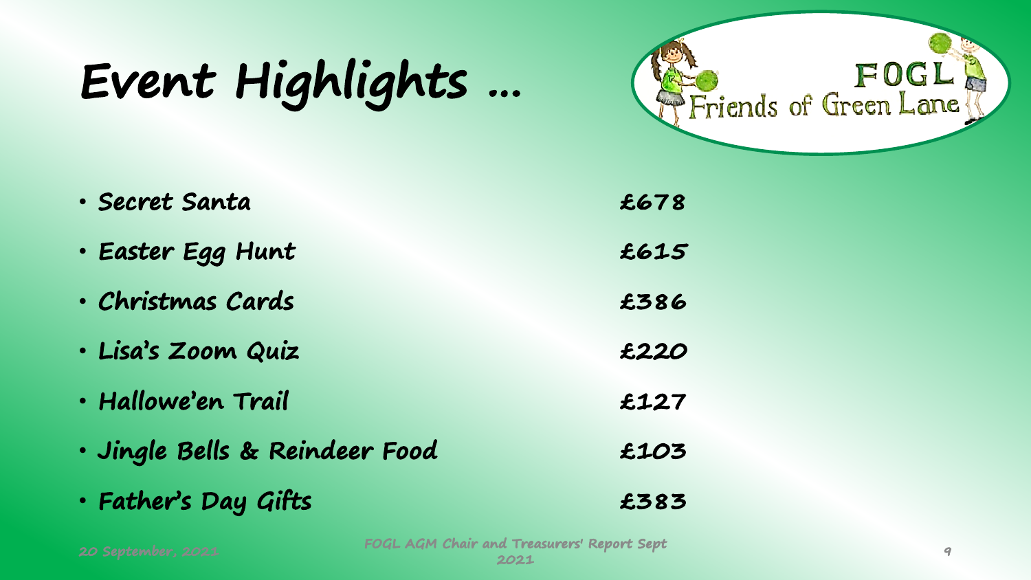# Event Highlights …

| Event | Amount |
| --- | --- |
| Secret Santa | £678 |
| Easter Egg Hunt | £615 |
| Christmas Cards | £386 |
| Lisa's Zoom Quiz | £220 |
| Hallowe'en Trail | £127 |
| Jingle Bells & Reindeer Food | £103 |
| Father's Day Gifts | £383 |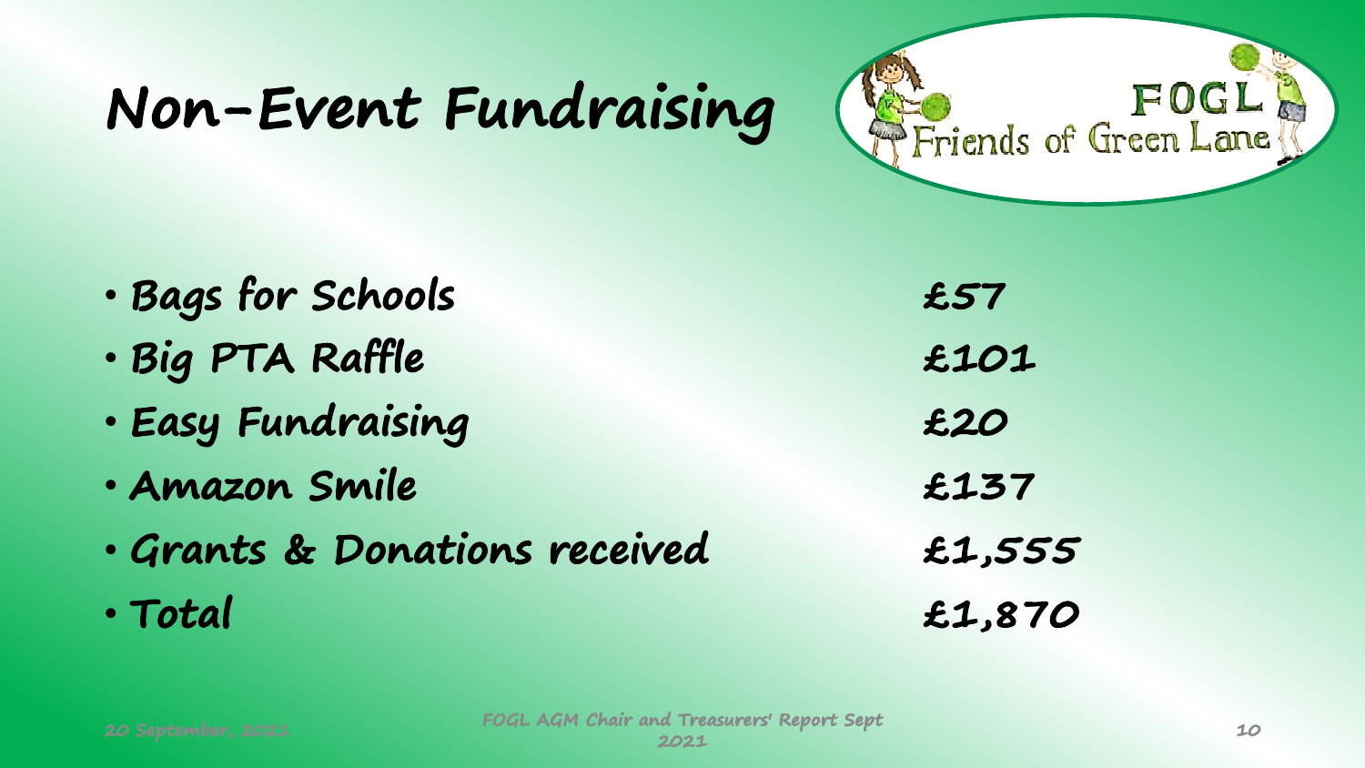# Non-Event Fundraising

| Item | Amount |
| --- | --- |
| Bags for Schools | £57 |
| Big PTA Raffle | £101 |
| Easy Fundraising | £20 |
| Amazon Smile | £137 |
| Grants & Donations received | £1,555 |
| Total | £1,870 |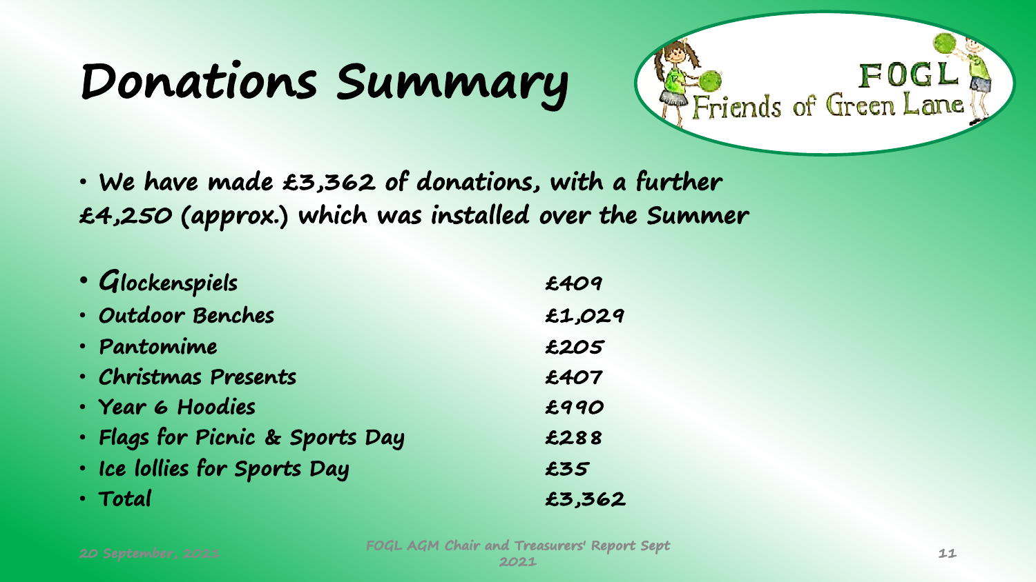# Donations Summary

- We have made £3,362 of donations, with a further £4,250 (approx.) which was installed over the Summer

| Item | Amount |
|---|---|
| Glockenspiels | £409 |
| Outdoor Benches | £1,029 |
| Pantomime | £205 |
| Christmas Presents | £407 |
| Year 6 Hoodies | £990 |
| Flags for Picnic & Sports Day | £288 |
| Ice lollies for Sports Day | £35 |
| Total | £3,362 |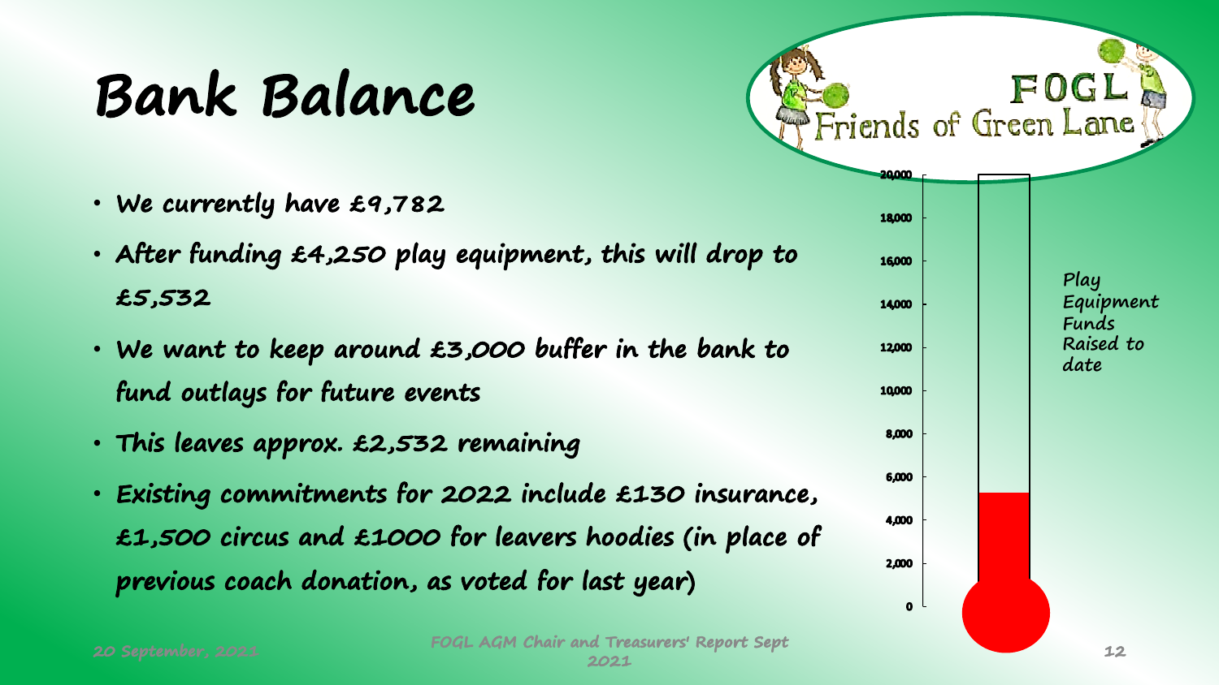# Bank Balance

- We currently have £9,782
- After funding £4,250 play equipment, this will drop to £5,532
- We want to keep around £3,000 buffer in the bank to fund outlays for future events
- This leaves approx. £2,532 remaining
- Existing commitments for 2022 include £130 insurance, £1,500 circus and £1000 for leavers hoodies (in place of previous coach donation, as voted for last year)

FOGL Friends of Green Lane

Play Equipment Funds Raised to date

0, 2,000, 4,000, 6,000, 8,000, 10,000, 12,000, 14,000, 16,000, 18,000, 20,000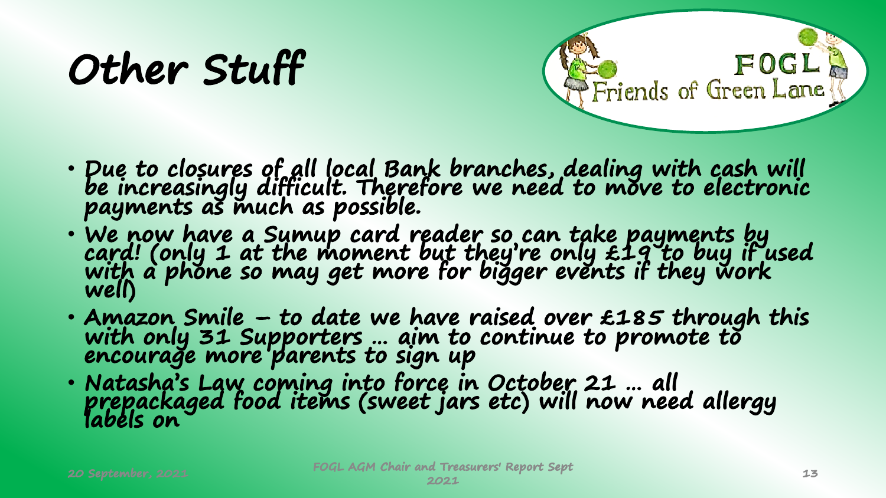# Other Stuff

- Due to closures of all local Bank branches, dealing with cash will be increasingly difficult. Therefore we need to move to electronic payments as much as possible.
- We now have a Sumup card reader so can take payments by card! (only 1 at the moment but they're only £19 to buy if used with a phone so may get more for bigger events if they work well)
- Amazon Smile – to date we have raised over £185 through this with only 31 Supporters … aim to continue to promote to encourage more parents to sign up
- Natasha's Law coming into force in October 21 … all prepackaged food items (sweet jars etc) will now need allergy labels on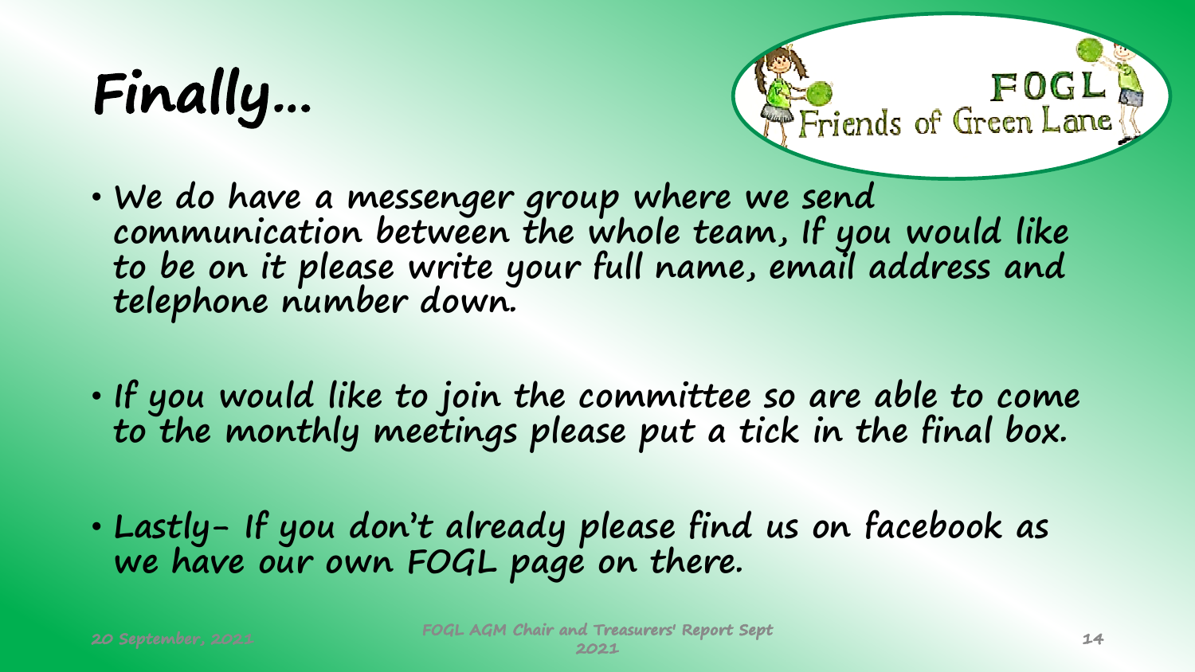# Finally…

- We do have a messenger group where we send communication between the whole team, If you would like to be on it please write your full name, email address and telephone number down.
- If you would like to join the committee so are able to come to the monthly meetings please put a tick in the final box.
- Lastly- If you don't already please find us on facebook as we have our own FOGL page on there.